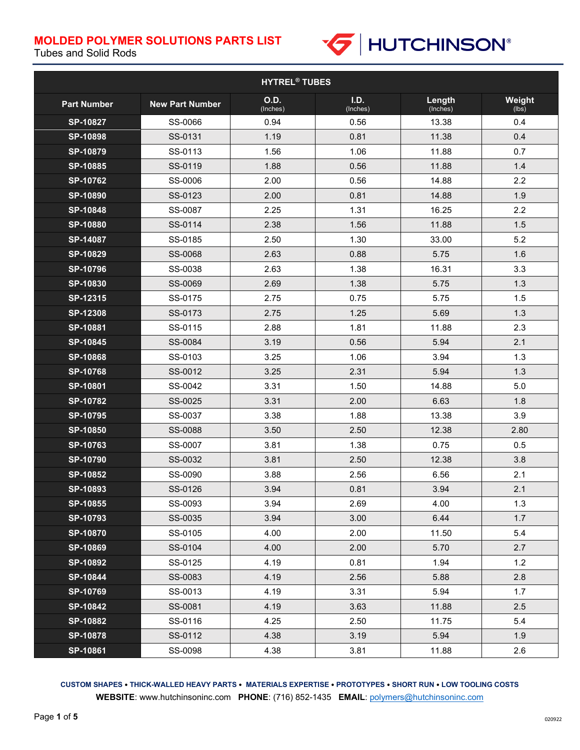# MOLDED POLYMER SOLUTIONS PARTS LIST

Tubes and Solid Rods

HUTCHINSON®

| HYTREL® TUBES | | | | | |
|---|---|---|---|---|---|
| **Part Number** | **New Part Number** | **O.D.** (Inches) | **I.D.** (Inches) | **Length** (Inches) | **Weight** (lbs) |
| **SP-10827** | SS-0066 | 0.94 | 0.56 | 13.38 | 0.4 |
| **SP-10898** | SS-0131 | 1.19 | 0.81 | 11.38 | 0.4 |
| **SP-10879** | SS-0113 | 1.56 | 1.06 | 11.88 | 0.7 |
| **SP-10885** | SS-0119 | 1.88 | 0.56 | 11.88 | 1.4 |
| **SP-10762** | SS-0006 | 2.00 | 0.56 | 14.88 | 2.2 |
| **SP-10890** | SS-0123 | 2.00 | 0.81 | 14.88 | 1.9 |
| **SP-10848** | SS-0087 | 2.25 | 1.31 | 16.25 | 2.2 |
| **SP-10880** | SS-0114 | 2.38 | 1.56 | 11.88 | 1.5 |
| **SP-14087** | SS-0185 | 2.50 | 1.30 | 33.00 | 5.2 |
| **SP-10829** | SS-0068 | 2.63 | 0.88 | 5.75 | 1.6 |
| **SP-10796** | SS-0038 | 2.63 | 1.38 | 16.31 | 3.3 |
| **SP-10830** | SS-0069 | 2.69 | 1.38 | 5.75 | 1.3 |
| **SP-12315** | SS-0175 | 2.75 | 0.75 | 5.75 | 1.5 |
| **SP-12308** | SS-0173 | 2.75 | 1.25 | 5.69 | 1.3 |
| **SP-10881** | SS-0115 | 2.88 | 1.81 | 11.88 | 2.3 |
| **SP-10845** | SS-0084 | 3.19 | 0.56 | 5.94 | 2.1 |
| **SP-10868** | SS-0103 | 3.25 | 1.06 | 3.94 | 1.3 |
| **SP-10768** | SS-0012 | 3.25 | 2.31 | 5.94 | 1.3 |
| **SP-10801** | SS-0042 | 3.31 | 1.50 | 14.88 | 5.0 |
| **SP-10782** | SS-0025 | 3.31 | 2.00 | 6.63 | 1.8 |
| **SP-10795** | SS-0037 | 3.38 | 1.88 | 13.38 | 3.9 |
| **SP-10850** | SS-0088 | 3.50 | 2.50 | 12.38 | 2.80 |
| **SP-10763** | SS-0007 | 3.81 | 1.38 | 0.75 | 0.5 |
| **SP-10790** | SS-0032 | 3.81 | 2.50 | 12.38 | 3.8 |
| **SP-10852** | SS-0090 | 3.88 | 2.56 | 6.56 | 2.1 |
| **SP-10893** | SS-0126 | 3.94 | 0.81 | 3.94 | 2.1 |
| **SP-10855** | SS-0093 | 3.94 | 2.69 | 4.00 | 1.3 |
| **SP-10793** | SS-0035 | 3.94 | 3.00 | 6.44 | 1.7 |
| **SP-10870** | SS-0105 | 4.00 | 2.00 | 11.50 | 5.4 |
| **SP-10869** | SS-0104 | 4.00 | 2.00 | 5.70 | 2.7 |
| **SP-10892** | SS-0125 | 4.19 | 0.81 | 1.94 | 1.2 |
| **SP-10844** | SS-0083 | 4.19 | 2.56 | 5.88 | 2.8 |
| **SP-10769** | SS-0013 | 4.19 | 3.31 | 5.94 | 1.7 |
| **SP-10842** | SS-0081 | 4.19 | 3.63 | 11.88 | 2.5 |
| **SP-10882** | SS-0116 | 4.25 | 2.50 | 11.75 | 5.4 |
| **SP-10878** | SS-0112 | 4.38 | 3.19 | 5.94 | 1.9 |
| **SP-10861** | SS-0098 | 4.38 | 3.81 | 11.88 | 2.6 |

**CUSTOM SHAPES • THICK-WALLED HEAVY PARTS • MATERIALS EXPERTISE • PROTOTYPES • SHORT RUN • LOW TOOLING COSTS**

**WEBSITE**: www.hutchinsoninc.com **PHONE**: (716) 852-1435 **EMAIL**: polymers@hutchinsoninc.com

020922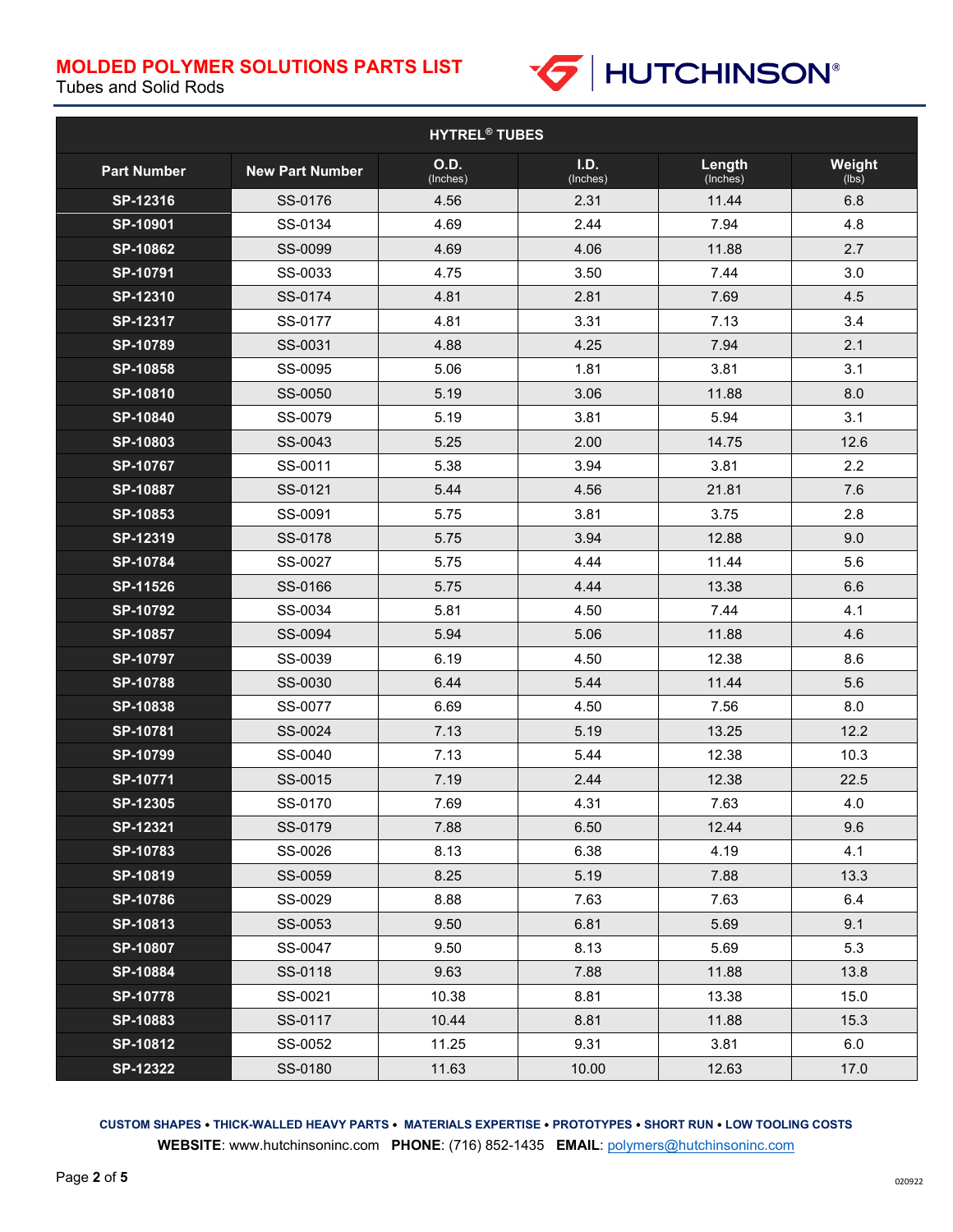# MOLDED POLYMER SOLUTIONS PARTS LIST

Tubes and Solid Rods

HUTCHINSON®

| HYTREL® TUBES | | | | | |
|---|---|---|---|---|---|
| **Part Number** | **New Part Number** | **O.D.** (Inches) | **I.D.** (Inches) | **Length** (Inches) | **Weight** (lbs) |
| **SP-12316** | SS-0176 | 4.56 | 2.31 | 11.44 | 6.8 |
| **SP-10901** | SS-0134 | 4.69 | 2.44 | 7.94 | 4.8 |
| **SP-10862** | SS-0099 | 4.69 | 4.06 | 11.88 | 2.7 |
| **SP-10791** | SS-0033 | 4.75 | 3.50 | 7.44 | 3.0 |
| **SP-12310** | SS-0174 | 4.81 | 2.81 | 7.69 | 4.5 |
| **SP-12317** | SS-0177 | 4.81 | 3.31 | 7.13 | 3.4 |
| **SP-10789** | SS-0031 | 4.88 | 4.25 | 7.94 | 2.1 |
| **SP-10858** | SS-0095 | 5.06 | 1.81 | 3.81 | 3.1 |
| **SP-10810** | SS-0050 | 5.19 | 3.06 | 11.88 | 8.0 |
| **SP-10840** | SS-0079 | 5.19 | 3.81 | 5.94 | 3.1 |
| **SP-10803** | SS-0043 | 5.25 | 2.00 | 14.75 | 12.6 |
| **SP-10767** | SS-0011 | 5.38 | 3.94 | 3.81 | 2.2 |
| **SP-10887** | SS-0121 | 5.44 | 4.56 | 21.81 | 7.6 |
| **SP-10853** | SS-0091 | 5.75 | 3.81 | 3.75 | 2.8 |
| **SP-12319** | SS-0178 | 5.75 | 3.94 | 12.88 | 9.0 |
| **SP-10784** | SS-0027 | 5.75 | 4.44 | 11.44 | 5.6 |
| **SP-11526** | SS-0166 | 5.75 | 4.44 | 13.38 | 6.6 |
| **SP-10792** | SS-0034 | 5.81 | 4.50 | 7.44 | 4.1 |
| **SP-10857** | SS-0094 | 5.94 | 5.06 | 11.88 | 4.6 |
| **SP-10797** | SS-0039 | 6.19 | 4.50 | 12.38 | 8.6 |
| **SP-10788** | SS-0030 | 6.44 | 5.44 | 11.44 | 5.6 |
| **SP-10838** | SS-0077 | 6.69 | 4.50 | 7.56 | 8.0 |
| **SP-10781** | SS-0024 | 7.13 | 5.19 | 13.25 | 12.2 |
| **SP-10799** | SS-0040 | 7.13 | 5.44 | 12.38 | 10.3 |
| **SP-10771** | SS-0015 | 7.19 | 2.44 | 12.38 | 22.5 |
| **SP-12305** | SS-0170 | 7.69 | 4.31 | 7.63 | 4.0 |
| **SP-12321** | SS-0179 | 7.88 | 6.50 | 12.44 | 9.6 |
| **SP-10783** | SS-0026 | 8.13 | 6.38 | 4.19 | 4.1 |
| **SP-10819** | SS-0059 | 8.25 | 5.19 | 7.88 | 13.3 |
| **SP-10786** | SS-0029 | 8.88 | 7.63 | 7.63 | 6.4 |
| **SP-10813** | SS-0053 | 9.50 | 6.81 | 5.69 | 9.1 |
| **SP-10807** | SS-0047 | 9.50 | 8.13 | 5.69 | 5.3 |
| **SP-10884** | SS-0118 | 9.63 | 7.88 | 11.88 | 13.8 |
| **SP-10778** | SS-0021 | 10.38 | 8.81 | 13.38 | 15.0 |
| **SP-10883** | SS-0117 | 10.44 | 8.81 | 11.88 | 15.3 |
| **SP-10812** | SS-0052 | 11.25 | 9.31 | 3.81 | 6.0 |
| **SP-12322** | SS-0180 | 11.63 | 10.00 | 12.63 | 17.0 |

**CUSTOM SHAPES • THICK-WALLED HEAVY PARTS • MATERIALS EXPERTISE • PROTOTYPES • SHORT RUN • LOW TOOLING COSTS**

**WEBSITE**: www.hutchinsoninc.com **PHONE**: (716) 852-1435 **EMAIL**: polymers@hutchinsoninc.com

020922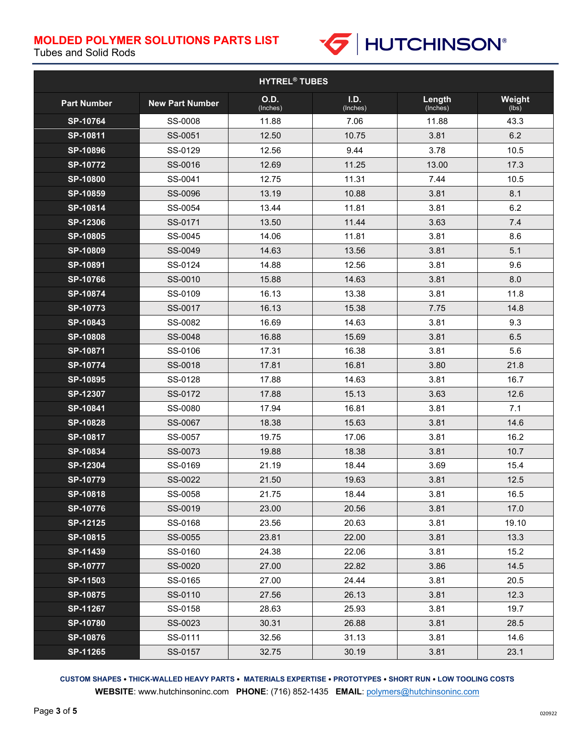# MOLDED POLYMER SOLUTIONS PARTS LIST

Tubes and Solid Rods

HUTCHINSON®

| HYTREL® TUBES | | | | | |
|---|---|---|---|---|---|
| **Part Number** | **New Part Number** | **O.D.** (Inches) | **I.D.** (Inches) | **Length** (Inches) | **Weight** (lbs) |
| **SP-10764** | SS-0008 | 11.88 | 7.06 | 11.88 | 43.3 |
| **SP-10811** | SS-0051 | 12.50 | 10.75 | 3.81 | 6.2 |
| **SP-10896** | SS-0129 | 12.56 | 9.44 | 3.78 | 10.5 |
| **SP-10772** | SS-0016 | 12.69 | 11.25 | 13.00 | 17.3 |
| **SP-10800** | SS-0041 | 12.75 | 11.31 | 7.44 | 10.5 |
| **SP-10859** | SS-0096 | 13.19 | 10.88 | 3.81 | 8.1 |
| **SP-10814** | SS-0054 | 13.44 | 11.81 | 3.81 | 6.2 |
| **SP-12306** | SS-0171 | 13.50 | 11.44 | 3.63 | 7.4 |
| **SP-10805** | SS-0045 | 14.06 | 11.81 | 3.81 | 8.6 |
| **SP-10809** | SS-0049 | 14.63 | 13.56 | 3.81 | 5.1 |
| **SP-10891** | SS-0124 | 14.88 | 12.56 | 3.81 | 9.6 |
| **SP-10766** | SS-0010 | 15.88 | 14.63 | 3.81 | 8.0 |
| **SP-10874** | SS-0109 | 16.13 | 13.38 | 3.81 | 11.8 |
| **SP-10773** | SS-0017 | 16.13 | 15.38 | 7.75 | 14.8 |
| **SP-10843** | SS-0082 | 16.69 | 14.63 | 3.81 | 9.3 |
| **SP-10808** | SS-0048 | 16.88 | 15.69 | 3.81 | 6.5 |
| **SP-10871** | SS-0106 | 17.31 | 16.38 | 3.81 | 5.6 |
| **SP-10774** | SS-0018 | 17.81 | 16.81 | 3.80 | 21.8 |
| **SP-10895** | SS-0128 | 17.88 | 14.63 | 3.81 | 16.7 |
| **SP-12307** | SS-0172 | 17.88 | 15.13 | 3.63 | 12.6 |
| **SP-10841** | SS-0080 | 17.94 | 16.81 | 3.81 | 7.1 |
| **SP-10828** | SS-0067 | 18.38 | 15.63 | 3.81 | 14.6 |
| **SP-10817** | SS-0057 | 19.75 | 17.06 | 3.81 | 16.2 |
| **SP-10834** | SS-0073 | 19.88 | 18.38 | 3.81 | 10.7 |
| **SP-12304** | SS-0169 | 21.19 | 18.44 | 3.69 | 15.4 |
| **SP-10779** | SS-0022 | 21.50 | 19.63 | 3.81 | 12.5 |
| **SP-10818** | SS-0058 | 21.75 | 18.44 | 3.81 | 16.5 |
| **SP-10776** | SS-0019 | 23.00 | 20.56 | 3.81 | 17.0 |
| **SP-12125** | SS-0168 | 23.56 | 20.63 | 3.81 | 19.10 |
| **SP-10815** | SS-0055 | 23.81 | 22.00 | 3.81 | 13.3 |
| **SP-11439** | SS-0160 | 24.38 | 22.06 | 3.81 | 15.2 |
| **SP-10777** | SS-0020 | 27.00 | 22.82 | 3.86 | 14.5 |
| **SP-11503** | SS-0165 | 27.00 | 24.44 | 3.81 | 20.5 |
| **SP-10875** | SS-0110 | 27.56 | 26.13 | 3.81 | 12.3 |
| **SP-11267** | SS-0158 | 28.63 | 25.93 | 3.81 | 19.7 |
| **SP-10780** | SS-0023 | 30.31 | 26.88 | 3.81 | 28.5 |
| **SP-10876** | SS-0111 | 32.56 | 31.13 | 3.81 | 14.6 |
| **SP-11265** | SS-0157 | 32.75 | 30.19 | 3.81 | 23.1 |

**CUSTOM SHAPES • THICK-WALLED HEAVY PARTS • MATERIALS EXPERTISE • PROTOTYPES • SHORT RUN • LOW TOOLING COSTS**

**WEBSITE**: www.hutchinsoninc.com **PHONE**: (716) 852-1435 **EMAIL**: polymers@hutchinsoninc.com

020922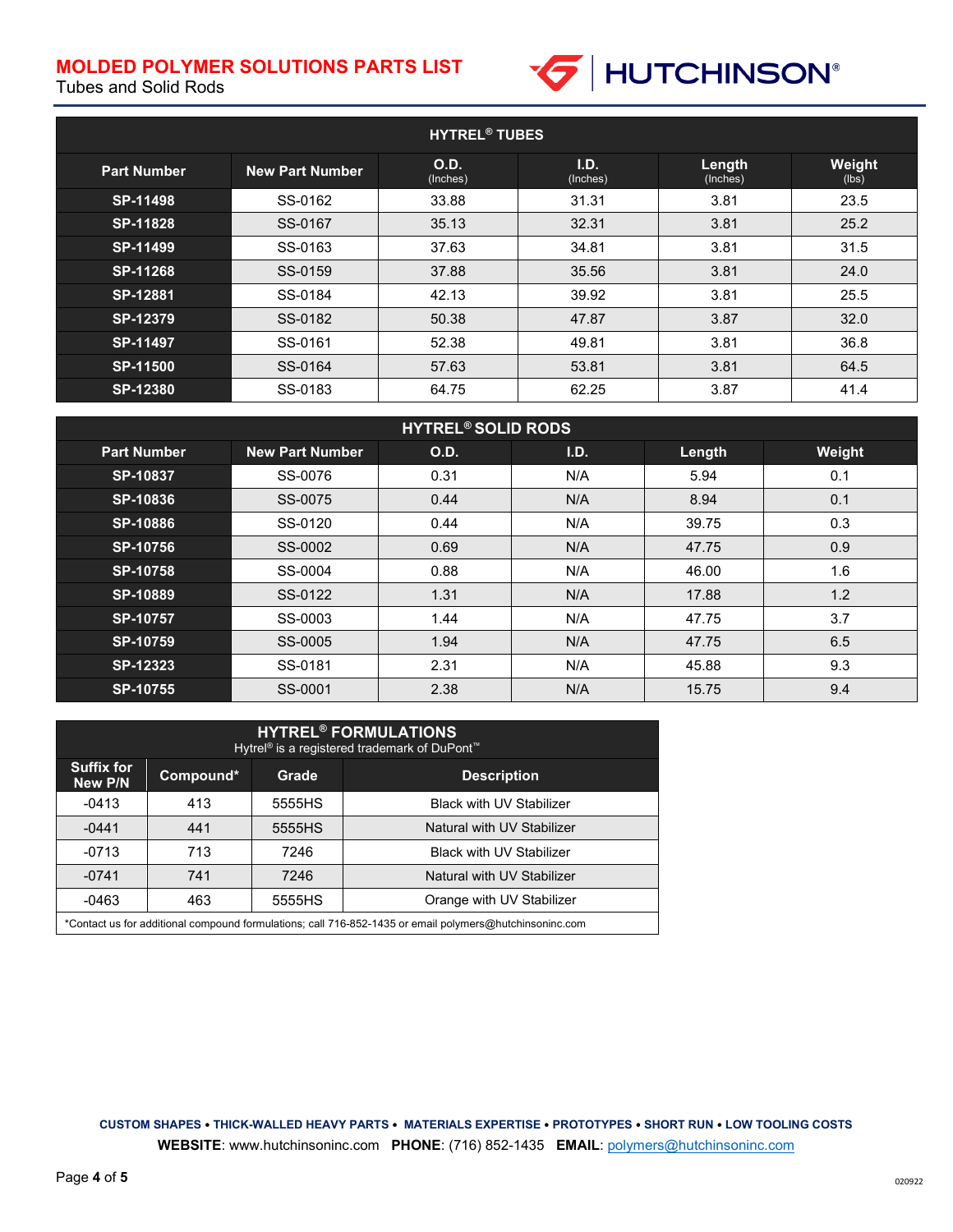# MOLDED POLYMER SOLUTIONS PARTS LIST

Tubes and Solid Rods

| HYTREL® TUBES | | | | | |
|---|---|---|---|---|---|
| **Part Number** | **New Part Number** | **O.D.** (Inches) | **I.D.** (Inches) | **Length** (Inches) | **Weight** (lbs) |
| **SP-11498** | SS-0162 | 33.88 | 31.31 | 3.81 | 23.5 |
| **SP-11828** | SS-0167 | 35.13 | 32.31 | 3.81 | 25.2 |
| **SP-11499** | SS-0163 | 37.63 | 34.81 | 3.81 | 31.5 |
| **SP-11268** | SS-0159 | 37.88 | 35.56 | 3.81 | 24.0 |
| **SP-12881** | SS-0184 | 42.13 | 39.92 | 3.81 | 25.5 |
| **SP-12379** | SS-0182 | 50.38 | 47.87 | 3.87 | 32.0 |
| **SP-11497** | SS-0161 | 52.38 | 49.81 | 3.81 | 36.8 |
| **SP-11500** | SS-0164 | 57.63 | 53.81 | 3.81 | 64.5 |
| **SP-12380** | SS-0183 | 64.75 | 62.25 | 3.87 | 41.4 |

| HYTREL® SOLID RODS | | | | | |
|---|---|---|---|---|---|
| **Part Number** | **New Part Number** | **O.D.** | **I.D.** | **Length** | **Weight** |
| **SP-10837** | SS-0076 | 0.31 | N/A | 5.94 | 0.1 |
| **SP-10836** | SS-0075 | 0.44 | N/A | 8.94 | 0.1 |
| **SP-10886** | SS-0120 | 0.44 | N/A | 39.75 | 0.3 |
| **SP-10756** | SS-0002 | 0.69 | N/A | 47.75 | 0.9 |
| **SP-10758** | SS-0004 | 0.88 | N/A | 46.00 | 1.6 |
| **SP-10889** | SS-0122 | 1.31 | N/A | 17.88 | 1.2 |
| **SP-10757** | SS-0003 | 1.44 | N/A | 47.75 | 3.7 |
| **SP-10759** | SS-0005 | 1.94 | N/A | 47.75 | 6.5 |
| **SP-12323** | SS-0181 | 2.31 | N/A | 45.88 | 9.3 |
| **SP-10755** | SS-0001 | 2.38 | N/A | 15.75 | 9.4 |

| HYTREL® FORMULATIONS<br>Hytrel® is a registered trademark of DuPont™ | | | |
|---|---|---|---|
| **Suffix for New P/N** | **Compound*** | **Grade** | **Description** |
| -0413 | 413 | 5555HS | Black with UV Stabilizer |
| -0441 | 441 | 5555HS | Natural with UV Stabilizer |
| -0713 | 713 | 7246 | Black with UV Stabilizer |
| -0741 | 741 | 7246 | Natural with UV Stabilizer |
| -0463 | 463 | 5555HS | Orange with UV Stabilizer |

*Contact us for additional compound formulations; call 716-852-1435 or email polymers@hutchinsoninc.com

**CUSTOM SHAPES • THICK-WALLED HEAVY PARTS • MATERIALS EXPERTISE • PROTOTYPES • SHORT RUN • LOW TOOLING COSTS**

**WEBSITE**: www.hutchinsoninc.com **PHONE**: (716) 852-1435 **EMAIL**: polymers@hutchinsoninc.com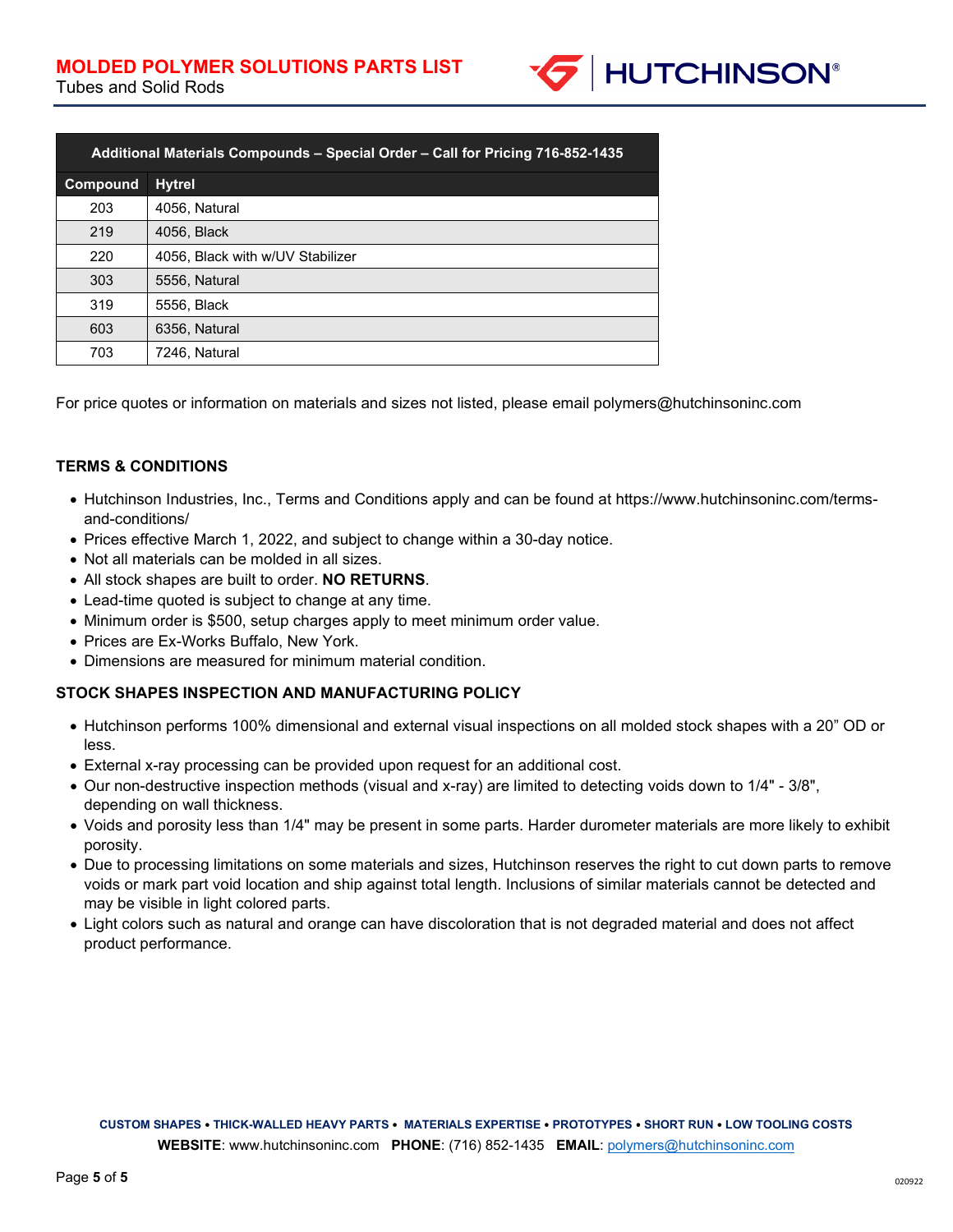| Additional Materials Compounds – Special Order – Call for Pricing 716-852-1435 | |
|---|---|
| **Compound** | **Hytrel** |
| 203 | 4056, Natural |
| 219 | 4056, Black |
| 220 | 4056, Black with w/UV Stabilizer |
| 303 | 5556, Natural |
| 319 | 5556, Black |
| 603 | 6356, Natural |
| 703 | 7246, Natural |

For price quotes or information on materials and sizes not listed, please email polymers@hutchinsoninc.com

### TERMS & CONDITIONS

- Hutchinson Industries, Inc., Terms and Conditions apply and can be found at https://www.hutchinsoninc.com/terms-and-conditions/
- Prices effective March 1, 2022, and subject to change within a 30-day notice.
- Not all materials can be molded in all sizes.
- All stock shapes are built to order. **NO RETURNS**.
- Lead-time quoted is subject to change at any time.
- Minimum order is $500, setup charges apply to meet minimum order value.
- Prices are Ex-Works Buffalo, New York.
- Dimensions are measured for minimum material condition.

### STOCK SHAPES INSPECTION AND MANUFACTURING POLICY

- Hutchinson performs 100% dimensional and external visual inspections on all molded stock shapes with a 20" OD or less.
- External x-ray processing can be provided upon request for an additional cost.
- Our non-destructive inspection methods (visual and x-ray) are limited to detecting voids down to 1/4" - 3/8", depending on wall thickness.
- Voids and porosity less than 1/4" may be present in some parts. Harder durometer materials are more likely to exhibit porosity.
- Due to processing limitations on some materials and sizes, Hutchinson reserves the right to cut down parts to remove voids or mark part void location and ship against total length. Inclusions of similar materials cannot be detected and may be visible in light colored parts.
- Light colors such as natural and orange can have discoloration that is not degraded material and does not affect product performance.